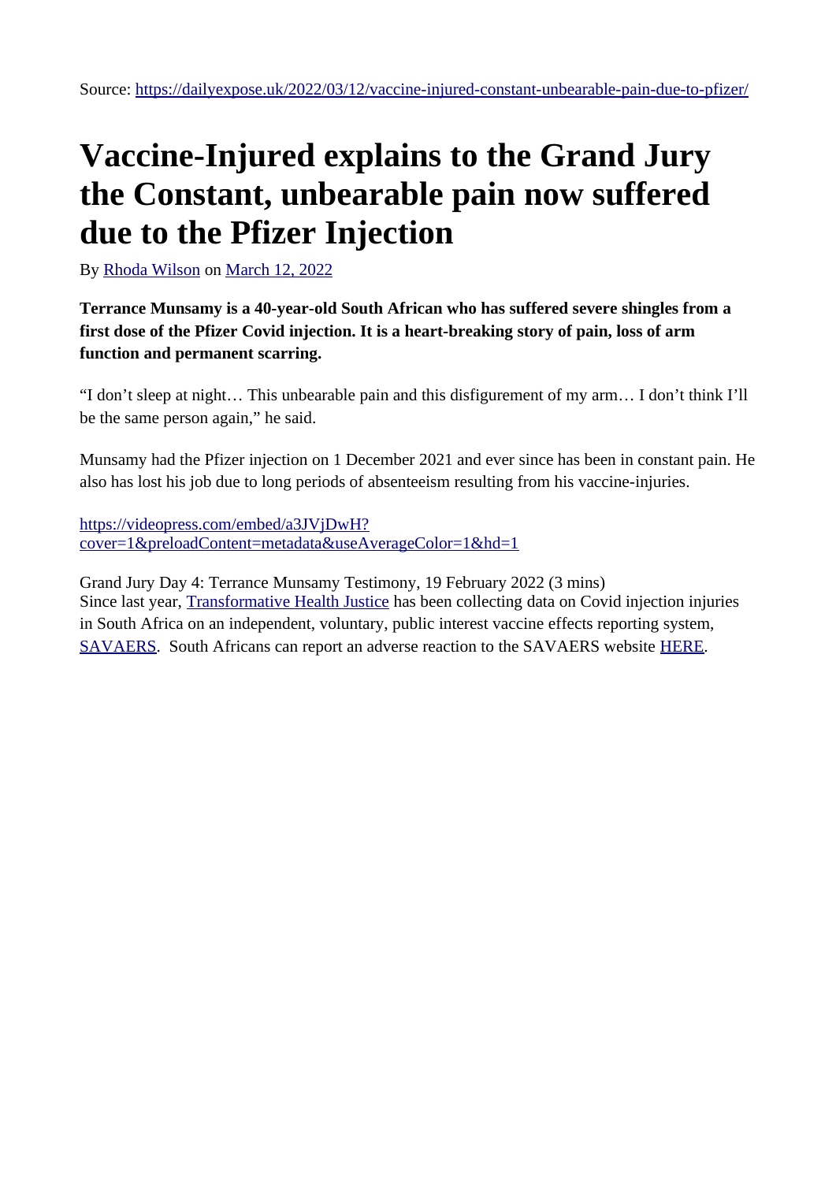Source: https://dailyexpose.uk/2022/03/12/vaccine-injured-constant-unbearable-pain-due-to-pfizer/

# Vaccine-Injured explains to the Grand Jury the Constant, unbearable pain now suffered due to the Pfizer Injection

By Rhoda Wilson on March 12, 2022

**Terrance Munsamy is a 40-year-old South African who has suffered severe shingles from a first dose of the Pfizer Covid injection. It is a heart-breaking story of pain, loss of arm function and permanent scarring.**

"I don't sleep at night… This unbearable pain and this disfigurement of my arm… I don't think I'll be the same person again," he said.

Munsamy had the Pfizer injection on 1 December 2021 and ever since has been in constant pain. He also has lost his job due to long periods of absenteeism resulting from his vaccine-injuries.

https://videopress.com/embed/a3JVjDwH?cover=1&preloadContent=metadata&useAverageColor=1&hd=1

Grand Jury Day 4: Terrance Munsamy Testimony, 19 February 2022 (3 mins)

Since last year, Transformative Health Justice has been collecting data on Covid injection injuries in South Africa on an independent, voluntary, public interest vaccine effects reporting system, SAVAERS. South Africans can report an adverse reaction to the SAVAERS website HERE.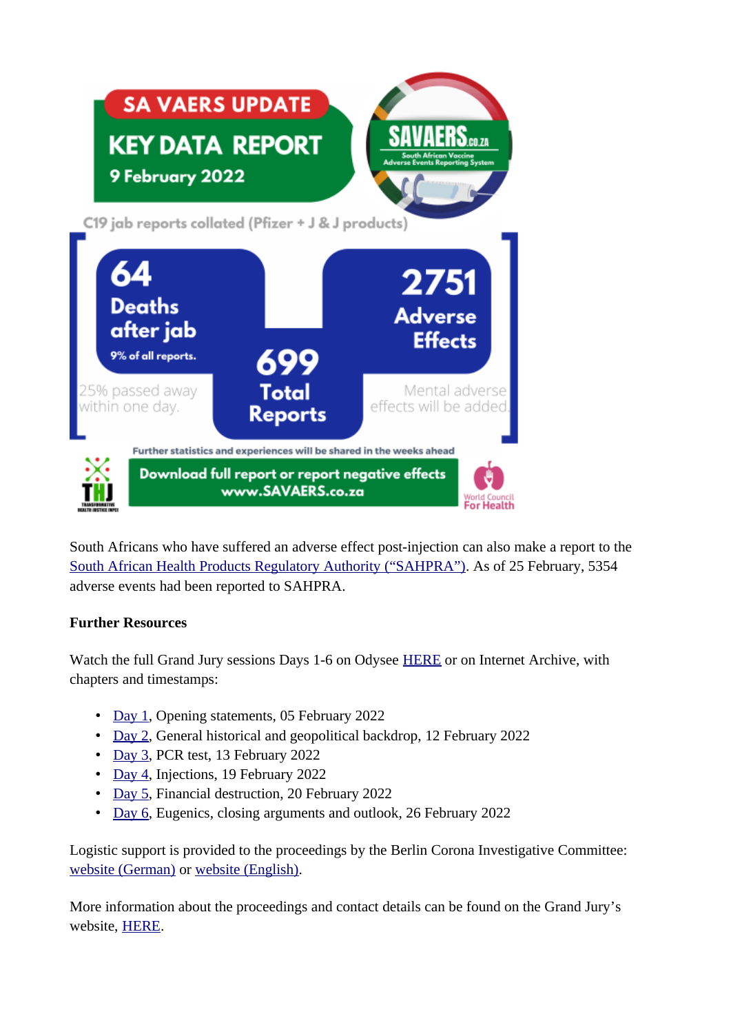SA VAERS UPDATE

KEY DATA REPORT

9 February 2022

SAVAERS.CO.ZA South African Vaccine Adverse Events Reporting System

C19 jab reports collated (Pfizer + J & J products)

**64** Deaths after jab
9% of all reports.

25% passed away within one day.

**699** Total Reports

**2751** Adverse Effects

Mental adverse effects will be added.

Further statistics and experiences will be shared in the weeks ahead

Download full report or report negative effects www.SAVAERS.co.za

THJ Transformative Health Justice

World Council For Health

South Africans who have suffered an adverse effect post-injection can also make a report to the [South African Health Products Regulatory Authority ("SAHPRA")](). As of 25 February, 5354 adverse events had been reported to SAHPRA.

**Further Resources**

Watch the full Grand Jury sessions Days 1-6 on Odysee [HERE]() or on Internet Archive, with chapters and timestamps:

- [Day 1](), Opening statements, 05 February 2022
- [Day 2](), General historical and geopolitical backdrop, 12 February 2022
- [Day 3](), PCR test, 13 February 2022
- [Day 4](), Injections, 19 February 2022
- [Day 5](), Financial destruction, 20 February 2022
- [Day 6](), Eugenics, closing arguments and outlook, 26 February 2022

Logistic support is provided to the proceedings by the Berlin Corona Investigative Committee: [website (German)]() or [website (English)]().

More information about the proceedings and contact details can be found on the Grand Jury's website, [HERE]().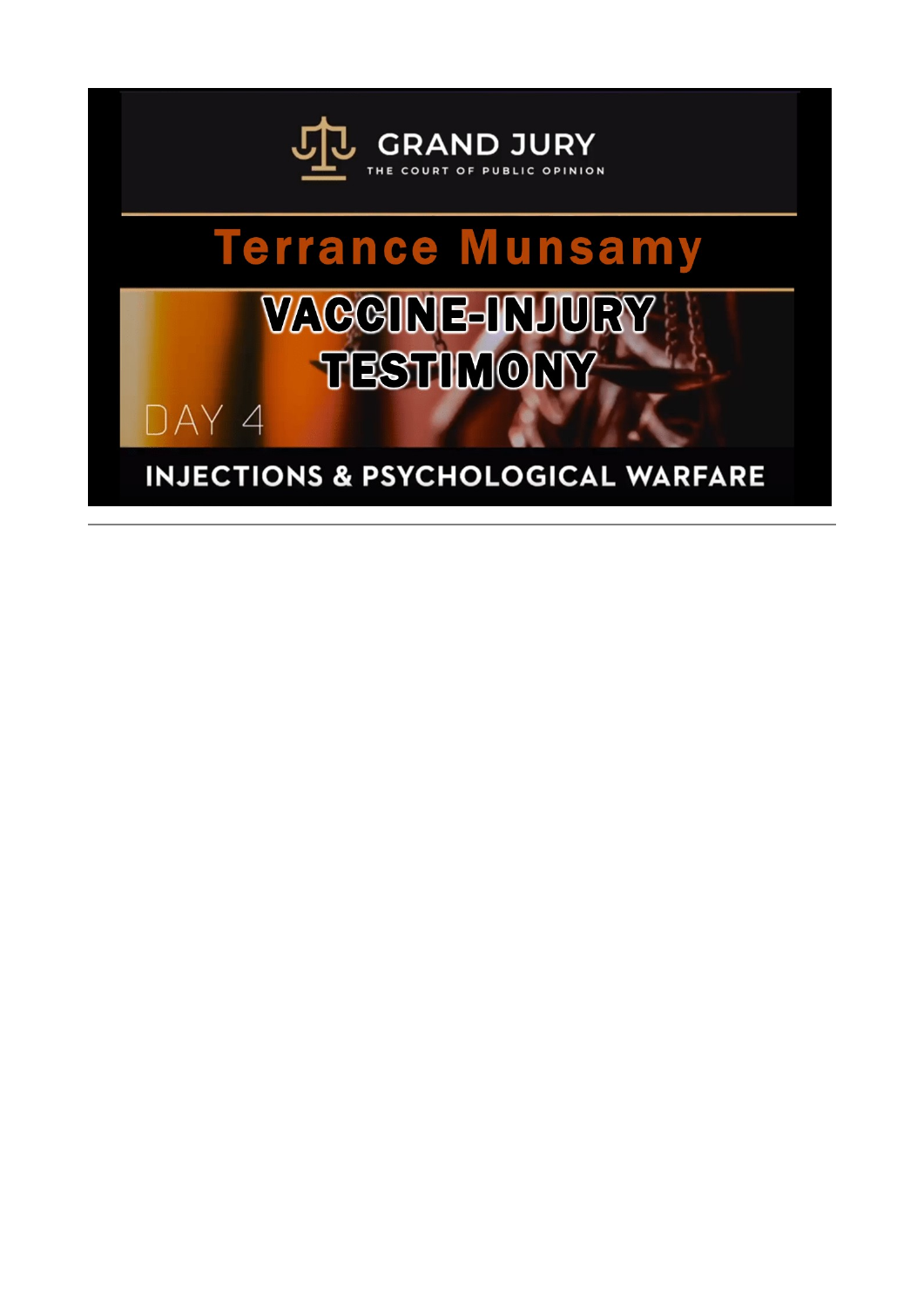GRAND JURY

THE COURT OF PUBLIC OPINION

Terrance Munsamy

VACCINE-INJURY TESTIMONY

DAY 4

INJECTIONS & PSYCHOLOGICAL WARFARE

---